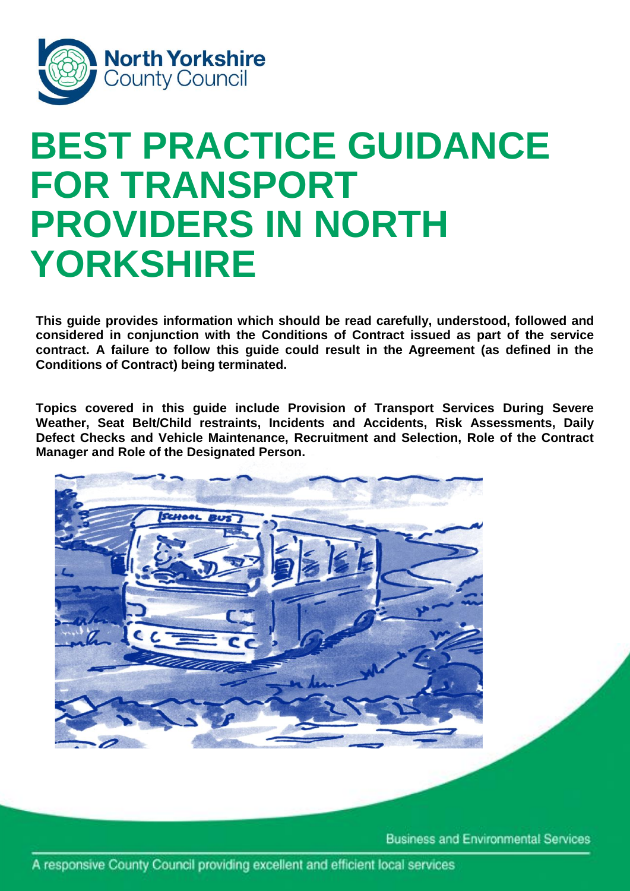North Yorkshire County Council

# BEST PRACTICE GUIDANCE FOR TRANSPORT PROVIDERS IN NORTH YORKSHIRE

**This guide provides information which should be read carefully, understood, followed and considered in conjunction with the Conditions of Contract issued as part of the service contract. A failure to follow this guide could result in the Agreement (as defined in the Conditions of Contract) being terminated.**

**Topics covered in this guide include Provision of Transport Services During Severe Weather, Seat Belt/Child restraints, Incidents and Accidents, Risk Assessments, Daily Defect Checks and Vehicle Maintenance, Recruitment and Selection, Role of the Contract Manager and Role of the Designated Person.**

Business and Environmental Services

A responsive County Council providing excellent and efficient local services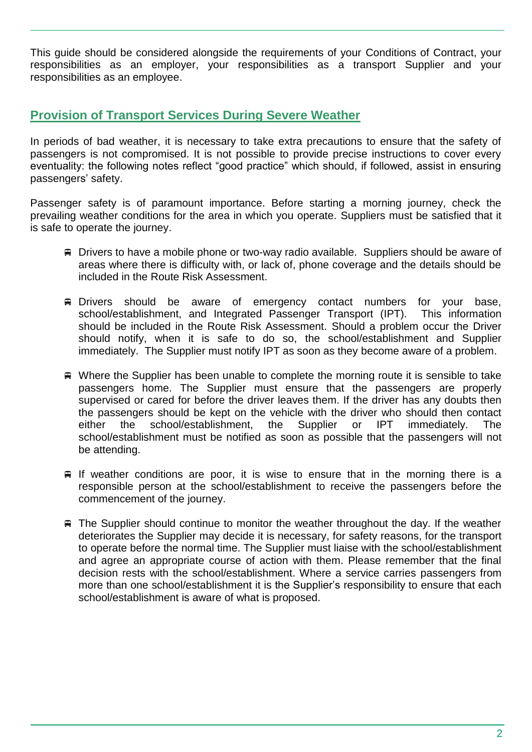This guide should be considered alongside the requirements of your Conditions of Contract, your responsibilities as an employer, your responsibilities as a transport Supplier and your responsibilities as an employee.

## Provision of Transport Services During Severe Weather

In periods of bad weather, it is necessary to take extra precautions to ensure that the safety of passengers is not compromised. It is not possible to provide precise instructions to cover every eventuality: the following notes reflect "good practice" which should, if followed, assist in ensuring passengers' safety.

Passenger safety is of paramount importance. Before starting a morning journey, check the prevailing weather conditions for the area in which you operate. Suppliers must be satisfied that it is safe to operate the journey.

- Drivers to have a mobile phone or two-way radio available. Suppliers should be aware of areas where there is difficulty with, or lack of, phone coverage and the details should be included in the Route Risk Assessment.

- Drivers should be aware of emergency contact numbers for your base, school/establishment, and Integrated Passenger Transport (IPT). This information should be included in the Route Risk Assessment. Should a problem occur the Driver should notify, when it is safe to do so, the school/establishment and Supplier immediately. The Supplier must notify IPT as soon as they become aware of a problem.

- Where the Supplier has been unable to complete the morning route it is sensible to take passengers home. The Supplier must ensure that the passengers are properly supervised or cared for before the driver leaves them. If the driver has any doubts then the passengers should be kept on the vehicle with the driver who should then contact either the school/establishment, the Supplier or IPT immediately. The school/establishment must be notified as soon as possible that the passengers will not be attending.

- If weather conditions are poor, it is wise to ensure that in the morning there is a responsible person at the school/establishment to receive the passengers before the commencement of the journey.

- The Supplier should continue to monitor the weather throughout the day. If the weather deteriorates the Supplier may decide it is necessary, for safety reasons, for the transport to operate before the normal time. The Supplier must liaise with the school/establishment and agree an appropriate course of action with them. Please remember that the final decision rests with the school/establishment. Where a service carries passengers from more than one school/establishment it is the Supplier's responsibility to ensure that each school/establishment is aware of what is proposed.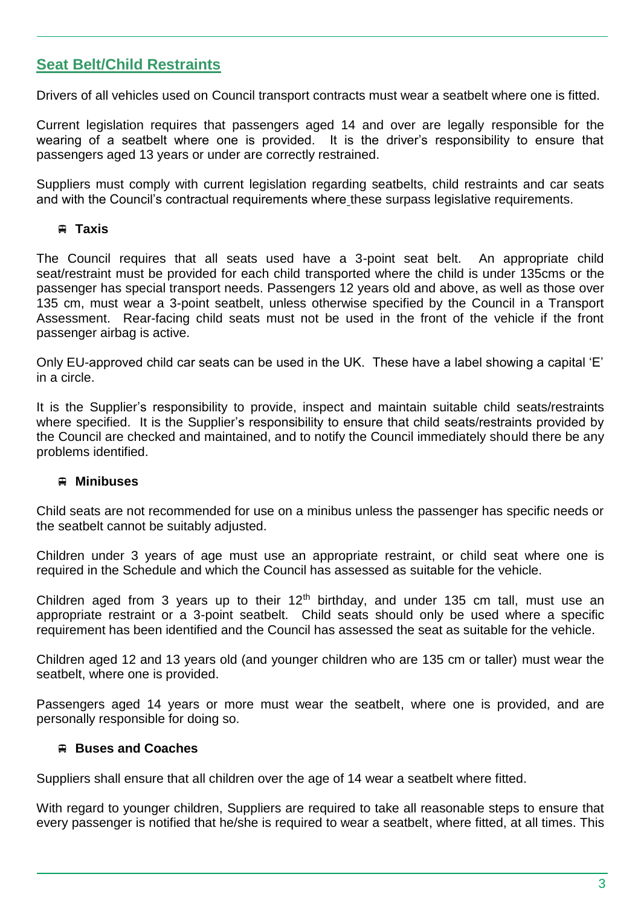## Seat Belt/Child Restraints

Drivers of all vehicles used on Council transport contracts must wear a seatbelt where one is fitted.

Current legislation requires that passengers aged 14 and over are legally responsible for the wearing of a seatbelt where one is provided. It is the driver's responsibility to ensure that passengers aged 13 years or under are correctly restrained.

Suppliers must comply with current legislation regarding seatbelts, child restraints and car seats and with the Council's contractual requirements where these surpass legislative requirements.

### Taxis

The Council requires that all seats used have a 3-point seat belt. An appropriate child seat/restraint must be provided for each child transported where the child is under 135cms or the passenger has special transport needs. Passengers 12 years old and above, as well as those over 135 cm, must wear a 3-point seatbelt, unless otherwise specified by the Council in a Transport Assessment. Rear-facing child seats must not be used in the front of the vehicle if the front passenger airbag is active.

Only EU-approved child car seats can be used in the UK. These have a label showing a capital 'E' in a circle.

It is the Supplier's responsibility to provide, inspect and maintain suitable child seats/restraints where specified. It is the Supplier's responsibility to ensure that child seats/restraints provided by the Council are checked and maintained, and to notify the Council immediately should there be any problems identified.

### Minibuses

Child seats are not recommended for use on a minibus unless the passenger has specific needs or the seatbelt cannot be suitably adjusted.

Children under 3 years of age must use an appropriate restraint, or child seat where one is required in the Schedule and which the Council has assessed as suitable for the vehicle.

Children aged from 3 years up to their 12th birthday, and under 135 cm tall, must use an appropriate restraint or a 3-point seatbelt. Child seats should only be used where a specific requirement has been identified and the Council has assessed the seat as suitable for the vehicle.

Children aged 12 and 13 years old (and younger children who are 135 cm or taller) must wear the seatbelt, where one is provided.

Passengers aged 14 years or more must wear the seatbelt, where one is provided, and are personally responsible for doing so.

### Buses and Coaches

Suppliers shall ensure that all children over the age of 14 wear a seatbelt where fitted.

With regard to younger children, Suppliers are required to take all reasonable steps to ensure that every passenger is notified that he/she is required to wear a seatbelt, where fitted, at all times. This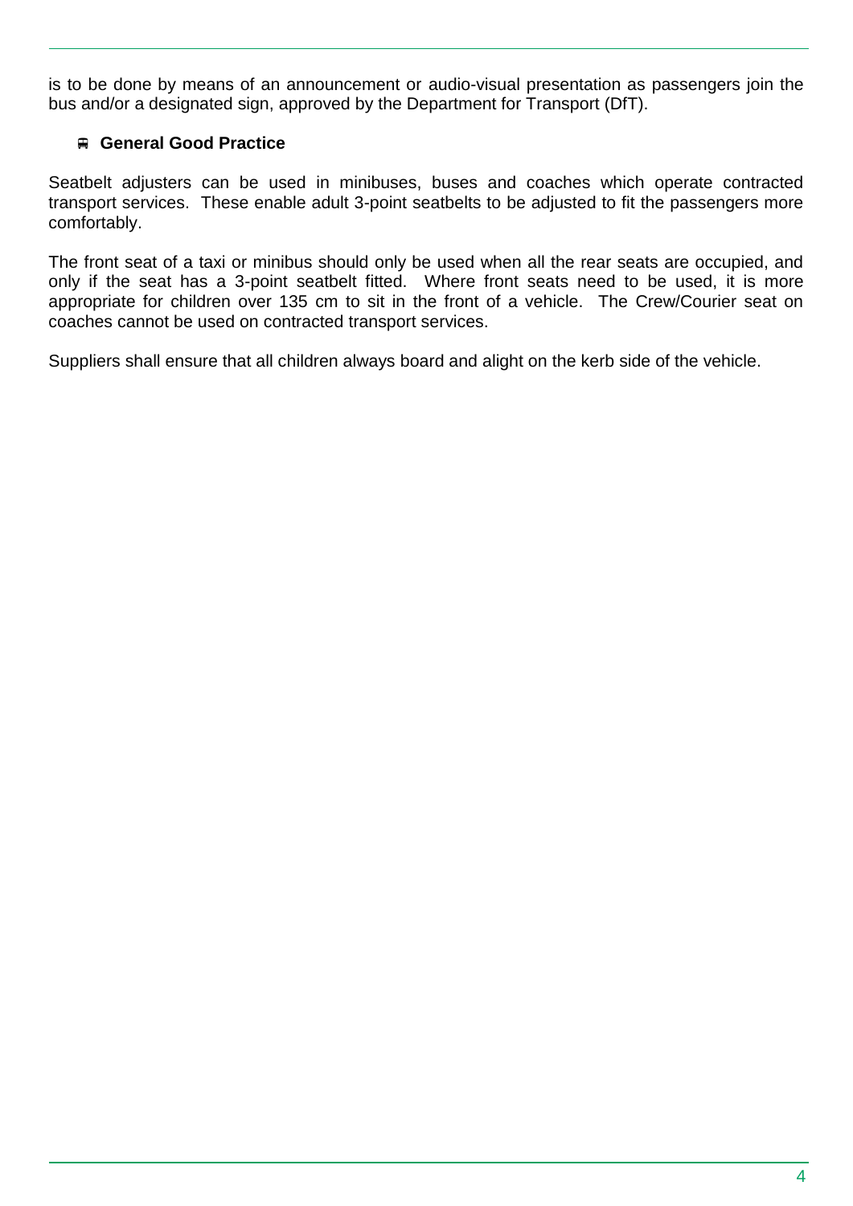is to be done by means of an announcement or audio-visual presentation as passengers join the bus and/or a designated sign, approved by the Department for Transport (DfT).

### General Good Practice

Seatbelt adjusters can be used in minibuses, buses and coaches which operate contracted transport services. These enable adult 3-point seatbelts to be adjusted to fit the passengers more comfortably.

The front seat of a taxi or minibus should only be used when all the rear seats are occupied, and only if the seat has a 3-point seatbelt fitted. Where front seats need to be used, it is more appropriate for children over 135 cm to sit in the front of a vehicle. The Crew/Courier seat on coaches cannot be used on contracted transport services.

Suppliers shall ensure that all children always board and alight on the kerb side of the vehicle.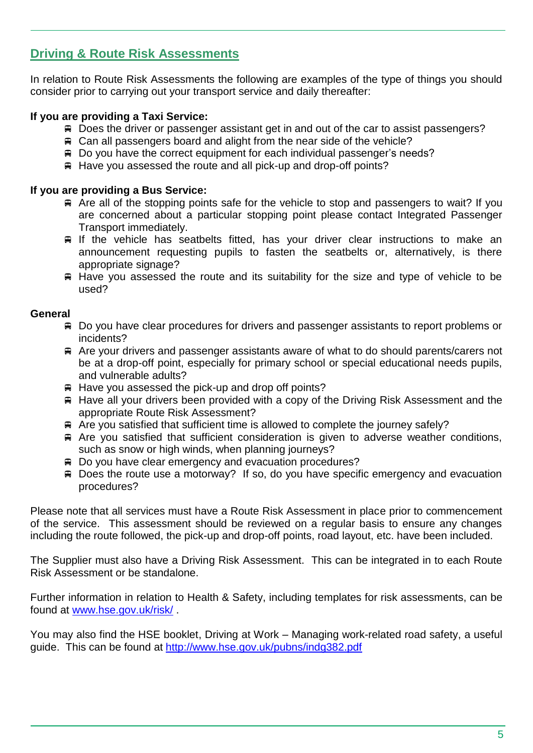## Driving & Route Risk Assessments

In relation to Route Risk Assessments the following are examples of the type of things you should consider prior to carrying out your transport service and daily thereafter:

**If you are providing a Taxi Service:**

- Does the driver or passenger assistant get in and out of the car to assist passengers?
- Can all passengers board and alight from the near side of the vehicle?
- Do you have the correct equipment for each individual passenger's needs?
- Have you assessed the route and all pick-up and drop-off points?

**If you are providing a Bus Service:**

- Are all of the stopping points safe for the vehicle to stop and passengers to wait? If you are concerned about a particular stopping point please contact Integrated Passenger Transport immediately.
- If the vehicle has seatbelts fitted, has your driver clear instructions to make an announcement requesting pupils to fasten the seatbelts or, alternatively, is there appropriate signage?
- Have you assessed the route and its suitability for the size and type of vehicle to be used?

**General**

- Do you have clear procedures for drivers and passenger assistants to report problems or incidents?
- Are your drivers and passenger assistants aware of what to do should parents/carers not be at a drop-off point, especially for primary school or special educational needs pupils, and vulnerable adults?
- Have you assessed the pick-up and drop off points?
- Have all your drivers been provided with a copy of the Driving Risk Assessment and the appropriate Route Risk Assessment?
- Are you satisfied that sufficient time is allowed to complete the journey safely?
- Are you satisfied that sufficient consideration is given to adverse weather conditions, such as snow or high winds, when planning journeys?
- Do you have clear emergency and evacuation procedures?
- Does the route use a motorway? If so, do you have specific emergency and evacuation procedures?

Please note that all services must have a Route Risk Assessment in place prior to commencement of the service. This assessment should be reviewed on a regular basis to ensure any changes including the route followed, the pick-up and drop-off points, road layout, etc. have been included.

The Supplier must also have a Driving Risk Assessment. This can be integrated in to each Route Risk Assessment or be standalone.

Further information in relation to Health & Safety, including templates for risk assessments, can be found at [www.hse.gov.uk/risk/](http://www.hse.gov.uk/risk/) .

You may also find the HSE booklet, Driving at Work – Managing work-related road safety, a useful guide. This can be found at [http://www.hse.gov.uk/pubns/indg382.pdf](http://www.hse.gov.uk/pubns/indg382.pdf)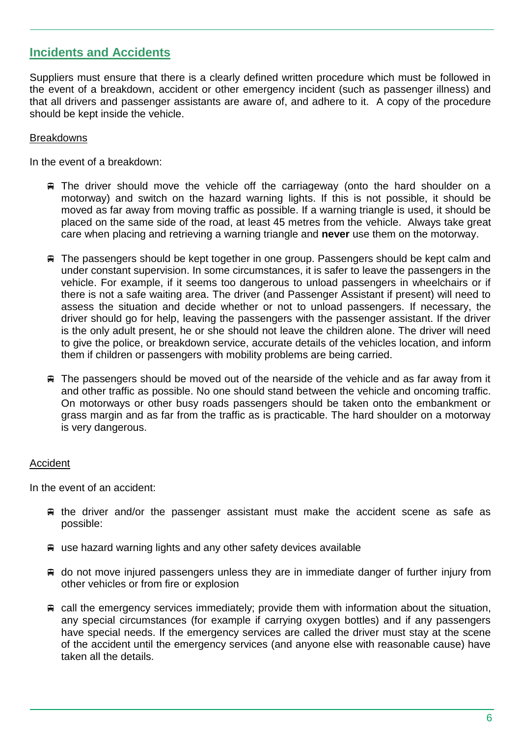## Incidents and Accidents

Suppliers must ensure that there is a clearly defined written procedure which must be followed in the event of a breakdown, accident or other emergency incident (such as passenger illness) and that all drivers and passenger assistants are aware of, and adhere to it. A copy of the procedure should be kept inside the vehicle.

### Breakdowns

In the event of a breakdown:

- The driver should move the vehicle off the carriageway (onto the hard shoulder on a motorway) and switch on the hazard warning lights. If this is not possible, it should be moved as far away from moving traffic as possible. If a warning triangle is used, it should be placed on the same side of the road, at least 45 metres from the vehicle. Always take great care when placing and retrieving a warning triangle and **never** use them on the motorway.

- The passengers should be kept together in one group. Passengers should be kept calm and under constant supervision. In some circumstances, it is safer to leave the passengers in the vehicle. For example, if it seems too dangerous to unload passengers in wheelchairs or if there is not a safe waiting area. The driver (and Passenger Assistant if present) will need to assess the situation and decide whether or not to unload passengers. If necessary, the driver should go for help, leaving the passengers with the passenger assistant. If the driver is the only adult present, he or she should not leave the children alone. The driver will need to give the police, or breakdown service, accurate details of the vehicles location, and inform them if children or passengers with mobility problems are being carried.

- The passengers should be moved out of the nearside of the vehicle and as far away from it and other traffic as possible. No one should stand between the vehicle and oncoming traffic. On motorways or other busy roads passengers should be taken onto the embankment or grass margin and as far from the traffic as is practicable. The hard shoulder on a motorway is very dangerous.

### Accident

In the event of an accident:

- the driver and/or the passenger assistant must make the accident scene as safe as possible:

- use hazard warning lights and any other safety devices available

- do not move injured passengers unless they are in immediate danger of further injury from other vehicles or from fire or explosion

- call the emergency services immediately; provide them with information about the situation, any special circumstances (for example if carrying oxygen bottles) and if any passengers have special needs. If the emergency services are called the driver must stay at the scene of the accident until the emergency services (and anyone else with reasonable cause) have taken all the details.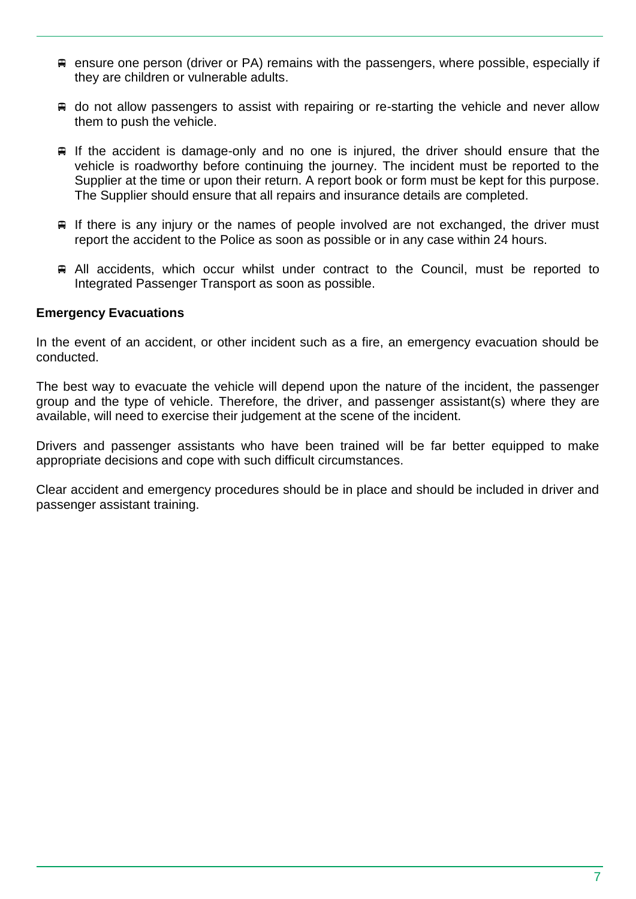- ensure one person (driver or PA) remains with the passengers, where possible, especially if they are children or vulnerable adults.
- do not allow passengers to assist with repairing or re-starting the vehicle and never allow them to push the vehicle.
- If the accident is damage-only and no one is injured, the driver should ensure that the vehicle is roadworthy before continuing the journey. The incident must be reported to the Supplier at the time or upon their return. A report book or form must be kept for this purpose. The Supplier should ensure that all repairs and insurance details are completed.
- If there is any injury or the names of people involved are not exchanged, the driver must report the accident to the Police as soon as possible or in any case within 24 hours.
- All accidents, which occur whilst under contract to the Council, must be reported to Integrated Passenger Transport as soon as possible.

**Emergency Evacuations**

In the event of an accident, or other incident such as a fire, an emergency evacuation should be conducted.

The best way to evacuate the vehicle will depend upon the nature of the incident, the passenger group and the type of vehicle. Therefore, the driver, and passenger assistant(s) where they are available, will need to exercise their judgement at the scene of the incident.

Drivers and passenger assistants who have been trained will be far better equipped to make appropriate decisions and cope with such difficult circumstances.

Clear accident and emergency procedures should be in place and should be included in driver and passenger assistant training.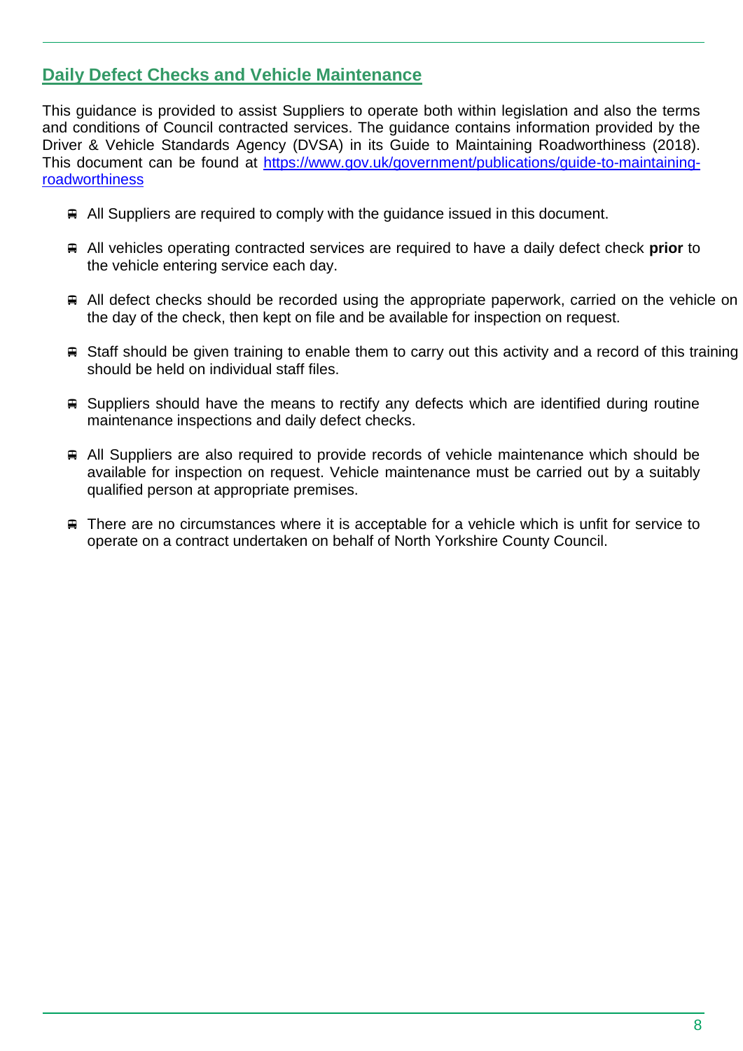## Daily Defect Checks and Vehicle Maintenance

This guidance is provided to assist Suppliers to operate both within legislation and also the terms and conditions of Council contracted services. The guidance contains information provided by the Driver & Vehicle Standards Agency (DVSA) in its Guide to Maintaining Roadworthiness (2018). This document can be found at [https://www.gov.uk/government/publications/guide-to-maintaining-roadworthiness](https://www.gov.uk/government/publications/guide-to-maintaining-roadworthiness)

- All Suppliers are required to comply with the guidance issued in this document.
- All vehicles operating contracted services are required to have a daily defect check **prior** to the vehicle entering service each day.
- All defect checks should be recorded using the appropriate paperwork, carried on the vehicle on the day of the check, then kept on file and be available for inspection on request.
- Staff should be given training to enable them to carry out this activity and a record of this training should be held on individual staff files.
- Suppliers should have the means to rectify any defects which are identified during routine maintenance inspections and daily defect checks.
- All Suppliers are also required to provide records of vehicle maintenance which should be available for inspection on request. Vehicle maintenance must be carried out by a suitably qualified person at appropriate premises.
- There are no circumstances where it is acceptable for a vehicle which is unfit for service to operate on a contract undertaken on behalf of North Yorkshire County Council.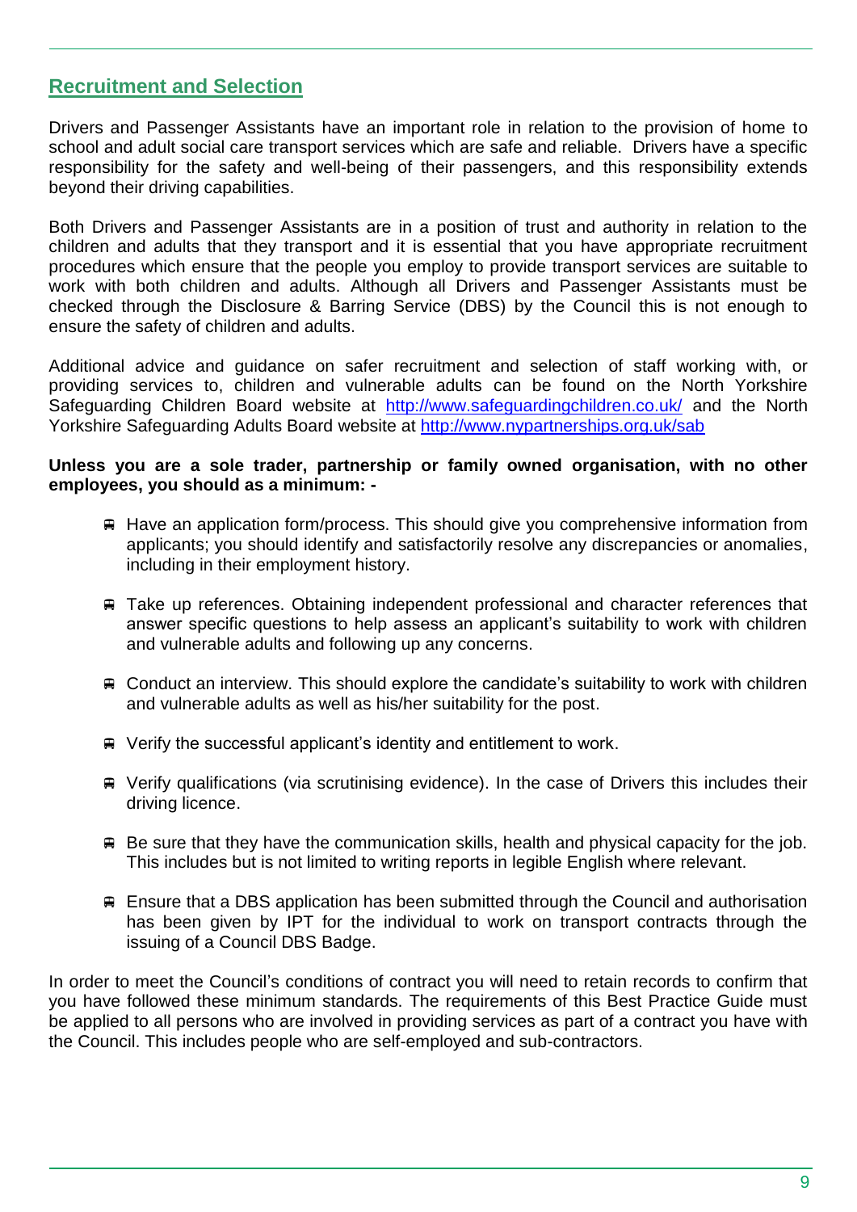## Recruitment and Selection

Drivers and Passenger Assistants have an important role in relation to the provision of home to school and adult social care transport services which are safe and reliable. Drivers have a specific responsibility for the safety and well-being of their passengers, and this responsibility extends beyond their driving capabilities.

Both Drivers and Passenger Assistants are in a position of trust and authority in relation to the children and adults that they transport and it is essential that you have appropriate recruitment procedures which ensure that the people you employ to provide transport services are suitable to work with both children and adults. Although all Drivers and Passenger Assistants must be checked through the Disclosure & Barring Service (DBS) by the Council this is not enough to ensure the safety of children and adults.

Additional advice and guidance on safer recruitment and selection of staff working with, or providing services to, children and vulnerable adults can be found on the North Yorkshire Safeguarding Children Board website at [http://www.safeguardingchildren.co.uk/](http://www.safeguardingchildren.co.uk/) and the North Yorkshire Safeguarding Adults Board website at [http://www.nypartnerships.org.uk/sab](http://www.nypartnerships.org.uk/sab)

**Unless you are a sole trader, partnership or family owned organisation, with no other employees, you should as a minimum: -**

- Have an application form/process. This should give you comprehensive information from applicants; you should identify and satisfactorily resolve any discrepancies or anomalies, including in their employment history.
- Take up references. Obtaining independent professional and character references that answer specific questions to help assess an applicant's suitability to work with children and vulnerable adults and following up any concerns.
- Conduct an interview. This should explore the candidate's suitability to work with children and vulnerable adults as well as his/her suitability for the post.
- Verify the successful applicant's identity and entitlement to work.
- Verify qualifications (via scrutinising evidence). In the case of Drivers this includes their driving licence.
- Be sure that they have the communication skills, health and physical capacity for the job. This includes but is not limited to writing reports in legible English where relevant.
- Ensure that a DBS application has been submitted through the Council and authorisation has been given by IPT for the individual to work on transport contracts through the issuing of a Council DBS Badge.

In order to meet the Council's conditions of contract you will need to retain records to confirm that you have followed these minimum standards. The requirements of this Best Practice Guide must be applied to all persons who are involved in providing services as part of a contract you have with the Council. This includes people who are self-employed and sub-contractors.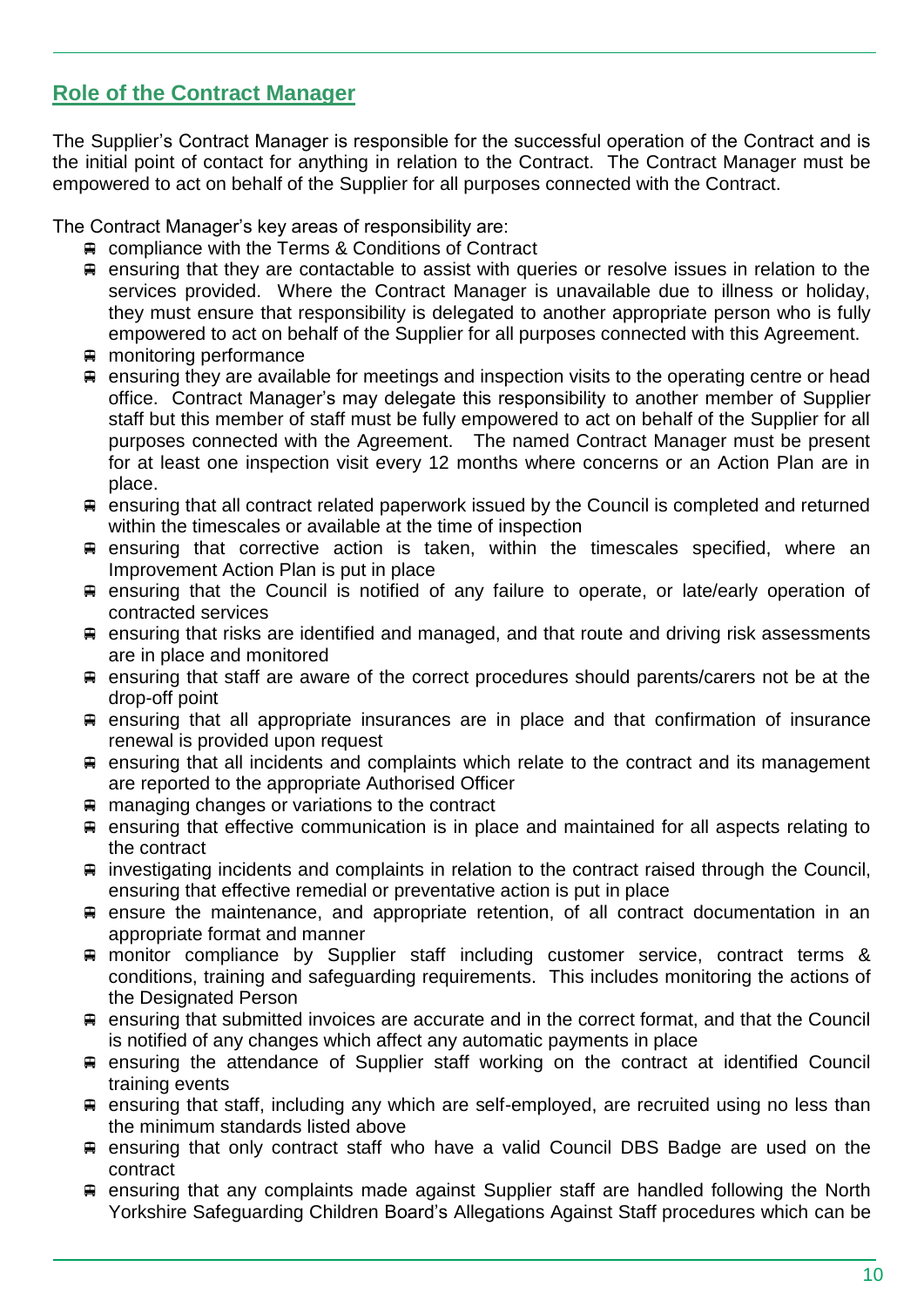## Role of the Contract Manager

The Supplier's Contract Manager is responsible for the successful operation of the Contract and is the initial point of contact for anything in relation to the Contract. The Contract Manager must be empowered to act on behalf of the Supplier for all purposes connected with the Contract.

The Contract Manager's key areas of responsibility are:

- compliance with the Terms & Conditions of Contract
- ensuring that they are contactable to assist with queries or resolve issues in relation to the services provided. Where the Contract Manager is unavailable due to illness or holiday, they must ensure that responsibility is delegated to another appropriate person who is fully empowered to act on behalf of the Supplier for all purposes connected with this Agreement.
- monitoring performance
- ensuring they are available for meetings and inspection visits to the operating centre or head office. Contract Manager's may delegate this responsibility to another member of Supplier staff but this member of staff must be fully empowered to act on behalf of the Supplier for all purposes connected with the Agreement. The named Contract Manager must be present for at least one inspection visit every 12 months where concerns or an Action Plan are in place.
- ensuring that all contract related paperwork issued by the Council is completed and returned within the timescales or available at the time of inspection
- ensuring that corrective action is taken, within the timescales specified, where an Improvement Action Plan is put in place
- ensuring that the Council is notified of any failure to operate, or late/early operation of contracted services
- ensuring that risks are identified and managed, and that route and driving risk assessments are in place and monitored
- ensuring that staff are aware of the correct procedures should parents/carers not be at the drop-off point
- ensuring that all appropriate insurances are in place and that confirmation of insurance renewal is provided upon request
- ensuring that all incidents and complaints which relate to the contract and its management are reported to the appropriate Authorised Officer
- managing changes or variations to the contract
- ensuring that effective communication is in place and maintained for all aspects relating to the contract
- investigating incidents and complaints in relation to the contract raised through the Council, ensuring that effective remedial or preventative action is put in place
- ensure the maintenance, and appropriate retention, of all contract documentation in an appropriate format and manner
- monitor compliance by Supplier staff including customer service, contract terms & conditions, training and safeguarding requirements. This includes monitoring the actions of the Designated Person
- ensuring that submitted invoices are accurate and in the correct format, and that the Council is notified of any changes which affect any automatic payments in place
- ensuring the attendance of Supplier staff working on the contract at identified Council training events
- ensuring that staff, including any which are self-employed, are recruited using no less than the minimum standards listed above
- ensuring that only contract staff who have a valid Council DBS Badge are used on the contract
- ensuring that any complaints made against Supplier staff are handled following the North Yorkshire Safeguarding Children Board's Allegations Against Staff procedures which can be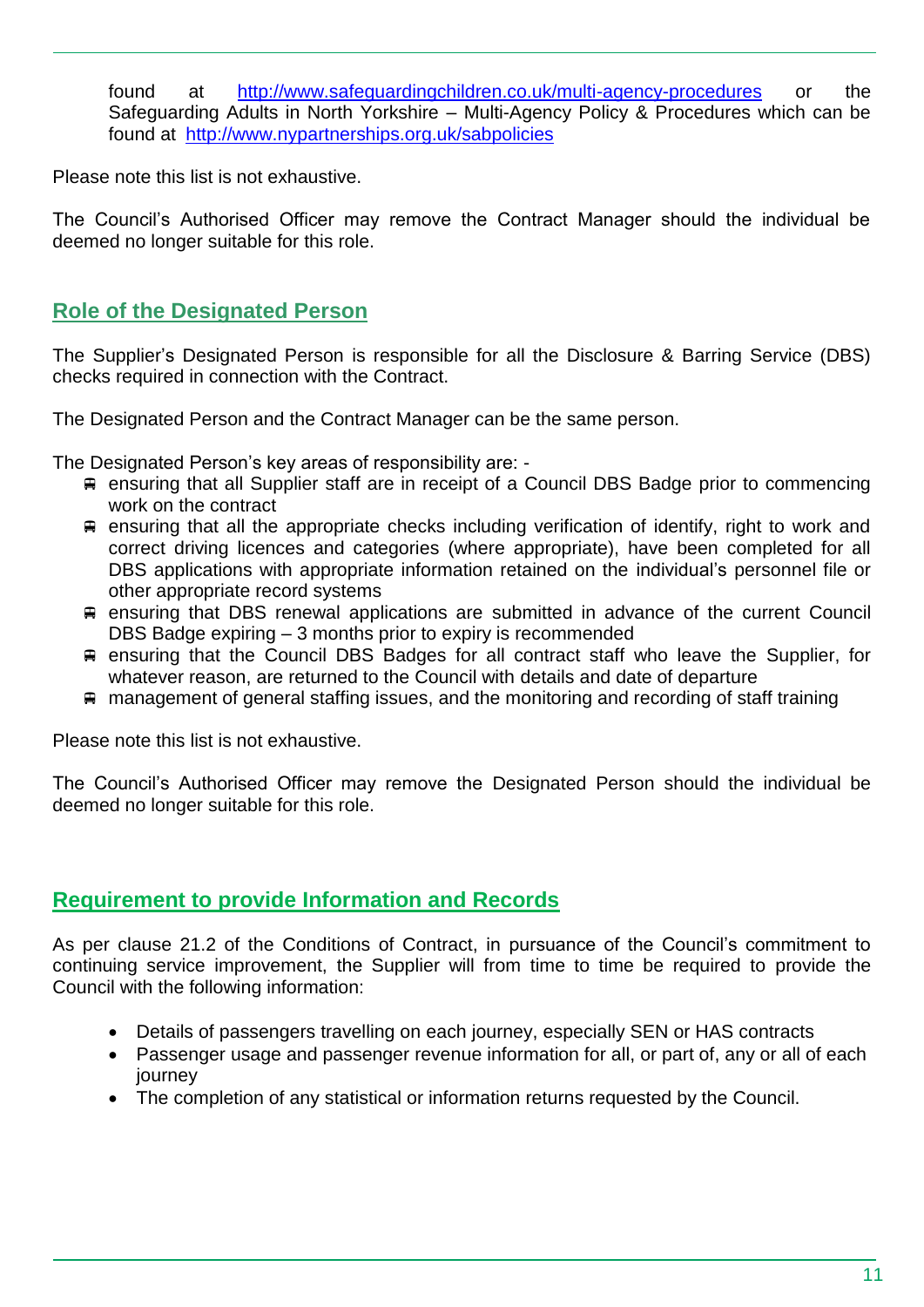found at http://www.safeguardingchildren.co.uk/multi-agency-procedures or the Safeguarding Adults in North Yorkshire – Multi-Agency Policy & Procedures which can be found at http://www.nypartnerships.org.uk/sabpolicies

Please note this list is not exhaustive.

The Council's Authorised Officer may remove the Contract Manager should the individual be deemed no longer suitable for this role.

## Role of the Designated Person

The Supplier's Designated Person is responsible for all the Disclosure & Barring Service (DBS) checks required in connection with the Contract.

The Designated Person and the Contract Manager can be the same person.

The Designated Person's key areas of responsibility are: -

- ensuring that all Supplier staff are in receipt of a Council DBS Badge prior to commencing work on the contract
- ensuring that all the appropriate checks including verification of identify, right to work and correct driving licences and categories (where appropriate), have been completed for all DBS applications with appropriate information retained on the individual's personnel file or other appropriate record systems
- ensuring that DBS renewal applications are submitted in advance of the current Council DBS Badge expiring – 3 months prior to expiry is recommended
- ensuring that the Council DBS Badges for all contract staff who leave the Supplier, for whatever reason, are returned to the Council with details and date of departure
- management of general staffing issues, and the monitoring and recording of staff training

Please note this list is not exhaustive.

The Council's Authorised Officer may remove the Designated Person should the individual be deemed no longer suitable for this role.

## Requirement to provide Information and Records

As per clause 21.2 of the Conditions of Contract, in pursuance of the Council's commitment to continuing service improvement, the Supplier will from time to time be required to provide the Council with the following information:

- Details of passengers travelling on each journey, especially SEN or HAS contracts
- Passenger usage and passenger revenue information for all, or part of, any or all of each journey
- The completion of any statistical or information returns requested by the Council.